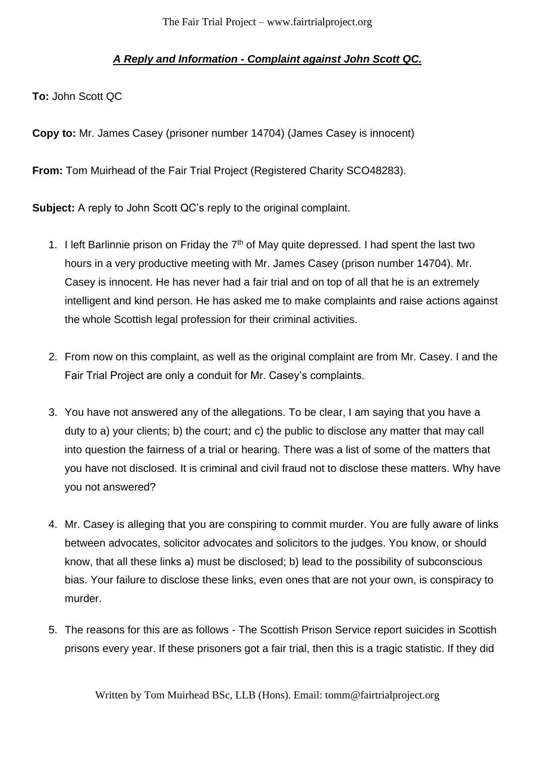***A Reply and Information - Complaint against John Scott QC.***

**To:** John Scott QC

**Copy to:** Mr. James Casey (prisoner number 14704) (James Casey is innocent)

**From:** Tom Muirhead of the Fair Trial Project (Registered Charity SCO48283).

**Subject:** A reply to John Scott QC's reply to the original complaint.

1. I left Barlinnie prison on Friday the 7th of May quite depressed. I had spent the last two hours in a very productive meeting with Mr. James Casey (prison number 14704). Mr. Casey is innocent. He has never had a fair trial and on top of all that he is an extremely intelligent and kind person. He has asked me to make complaints and raise actions against the whole Scottish legal profession for their criminal activities.

2. From now on this complaint, as well as the original complaint are from Mr. Casey. I and the Fair Trial Project are only a conduit for Mr. Casey's complaints.

3. You have not answered any of the allegations. To be clear, I am saying that you have a duty to a) your clients; b) the court; and c) the public to disclose any matter that may call into question the fairness of a trial or hearing. There was a list of some of the matters that you have not disclosed. It is criminal and civil fraud not to disclose these matters. Why have you not answered?

4. Mr. Casey is alleging that you are conspiring to commit murder. You are fully aware of links between advocates, solicitor advocates and solicitors to the judges. You know, or should know, that all these links a) must be disclosed; b) lead to the possibility of subconscious bias. Your failure to disclose these links, even ones that are not your own, is conspiracy to murder.

5. The reasons for this are as follows - The Scottish Prison Service report suicides in Scottish prisons every year. If these prisoners got a fair trial, then this is a tragic statistic. If they did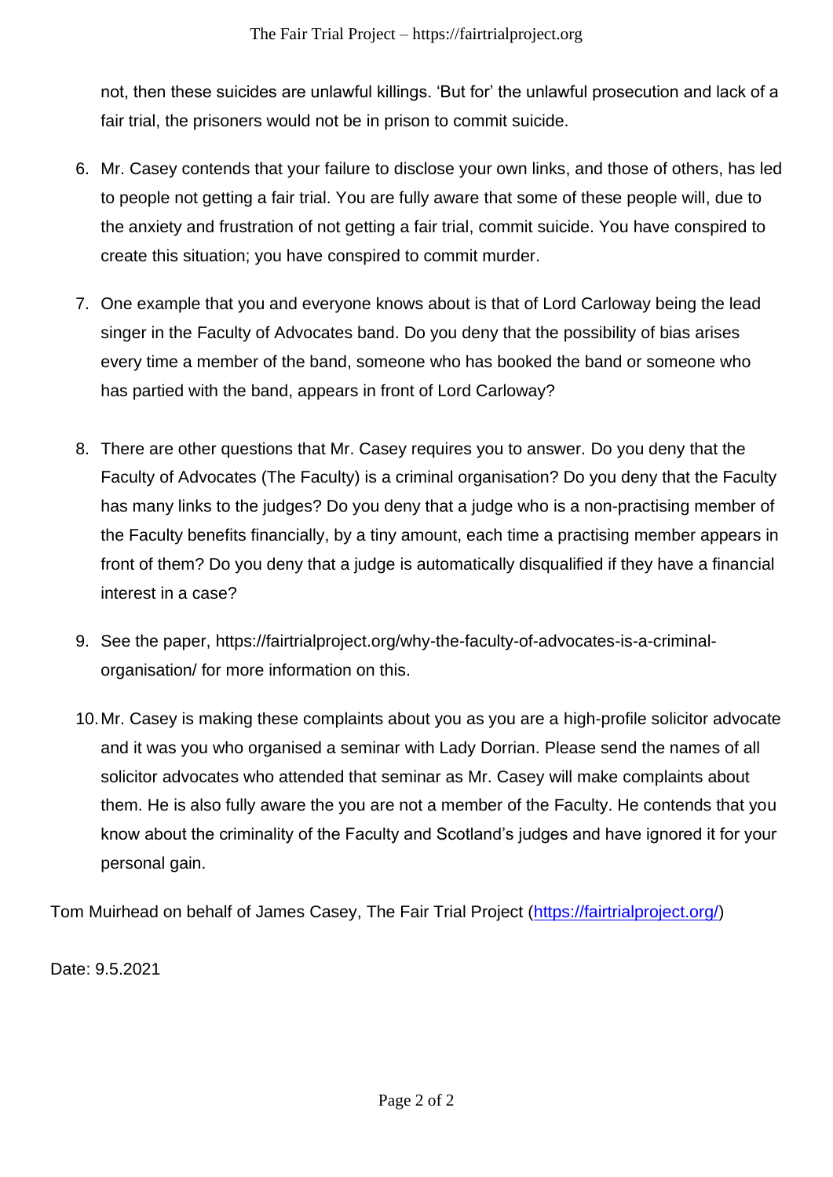not, then these suicides are unlawful killings. 'But for' the unlawful prosecution and lack of a fair trial, the prisoners would not be in prison to commit suicide.

6. Mr. Casey contends that your failure to disclose your own links, and those of others, has led to people not getting a fair trial. You are fully aware that some of these people will, due to the anxiety and frustration of not getting a fair trial, commit suicide. You have conspired to create this situation; you have conspired to commit murder.

7. One example that you and everyone knows about is that of Lord Carloway being the lead singer in the Faculty of Advocates band. Do you deny that the possibility of bias arises every time a member of the band, someone who has booked the band or someone who has partied with the band, appears in front of Lord Carloway?

8. There are other questions that Mr. Casey requires you to answer. Do you deny that the Faculty of Advocates (The Faculty) is a criminal organisation? Do you deny that the Faculty has many links to the judges? Do you deny that a judge who is a non-practising member of the Faculty benefits financially, by a tiny amount, each time a practising member appears in front of them? Do you deny that a judge is automatically disqualified if they have a financial interest in a case?

9. See the paper, https://fairtrialproject.org/why-the-faculty-of-advocates-is-a-criminal-organisation/ for more information on this.

10. Mr. Casey is making these complaints about you as you are a high-profile solicitor advocate and it was you who organised a seminar with Lady Dorrian. Please send the names of all solicitor advocates who attended that seminar as Mr. Casey will make complaints about them. He is also fully aware the you are not a member of the Faculty. He contends that you know about the criminality of the Faculty and Scotland's judges and have ignored it for your personal gain.

Tom Muirhead on behalf of James Casey, The Fair Trial Project (https://fairtrialproject.org/)

Date: 9.5.2021